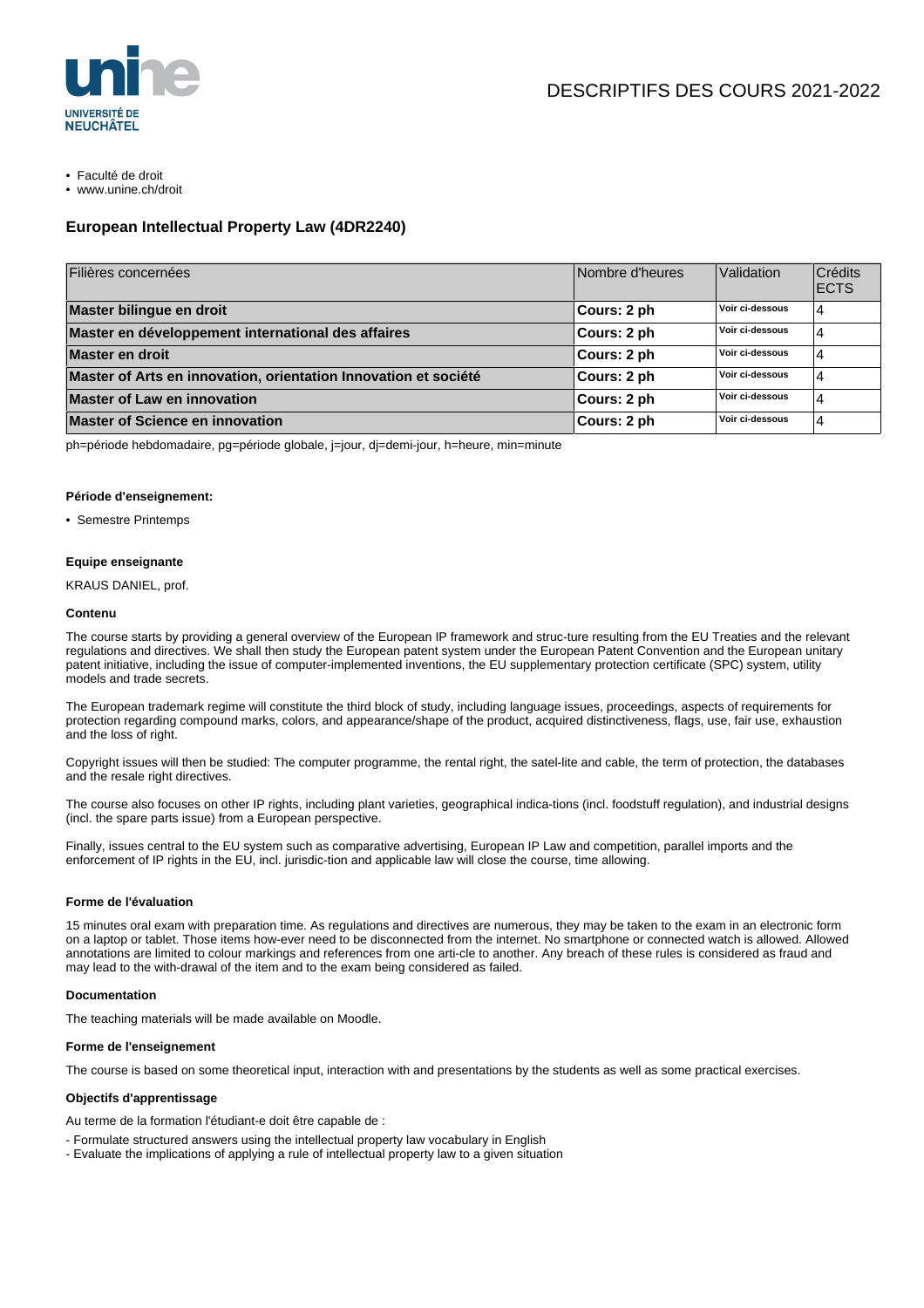UNIVERSITÉ DE NEUCHÂTEL

# DESCRIPTIFS DES COURS 2021-2022

- Faculté de droit
- www.unine.ch/droit

## European Intellectual Property Law (4DR2240)

| Filières concernées | Nombre d'heures | Validation | Crédits ECTS |
|---|---|---|---|
| **Master bilingue en droit** | **Cours: 2 ph** | **Voir ci-dessous** | 4 |
| **Master en développement international des affaires** | **Cours: 2 ph** | **Voir ci-dessous** | 4 |
| **Master en droit** | **Cours: 2 ph** | **Voir ci-dessous** | 4 |
| **Master of Arts en innovation, orientation Innovation et société** | **Cours: 2 ph** | **Voir ci-dessous** | 4 |
| **Master of Law en innovation** | **Cours: 2 ph** | **Voir ci-dessous** | 4 |
| **Master of Science en innovation** | **Cours: 2 ph** | **Voir ci-dessous** | 4 |

ph=période hebdomadaire, pg=période globale, j=jour, dj=demi-jour, h=heure, min=minute

#### Période d'enseignement:

- Semestre Printemps

#### Equipe enseignante

KRAUS DANIEL, prof.

#### Contenu

The course starts by providing a general overview of the European IP framework and struc-ture resulting from the EU Treaties and the relevant regulations and directives. We shall then study the European patent system under the European Patent Convention and the European unitary patent initiative, including the issue of computer-implemented inventions, the EU supplementary protection certificate (SPC) system, utility models and trade secrets.

The European trademark regime will constitute the third block of study, including language issues, proceedings, aspects of requirements for protection regarding compound marks, colors, and appearance/shape of the product, acquired distinctiveness, flags, use, fair use, exhaustion and the loss of right.

Copyright issues will then be studied: The computer programme, the rental right, the satel-lite and cable, the term of protection, the databases and the resale right directives.

The course also focuses on other IP rights, including plant varieties, geographical indica-tions (incl. foodstuff regulation), and industrial designs (incl. the spare parts issue) from a European perspective.

Finally, issues central to the EU system such as comparative advertising, European IP Law and competition, parallel imports and the enforcement of IP rights in the EU, incl. jurisdic-tion and applicable law will close the course, time allowing.

#### Forme de l'évaluation

15 minutes oral exam with preparation time. As regulations and directives are numerous, they may be taken to the exam in an electronic form on a laptop or tablet. Those items how-ever need to be disconnected from the internet. No smartphone or connected watch is allowed. Allowed annotations are limited to colour markings and references from one arti-cle to another. Any breach of these rules is considered as fraud and may lead to the with-drawal of the item and to the exam being considered as failed.

#### Documentation

The teaching materials will be made available on Moodle.

#### Forme de l'enseignement

The course is based on some theoretical input, interaction with and presentations by the students as well as some practical exercises.

#### Objectifs d'apprentissage

Au terme de la formation l'étudiant-e doit être capable de :

- Formulate structured answers using the intellectual property law vocabulary in English
- Evaluate the implications of applying a rule of intellectual property law to a given situation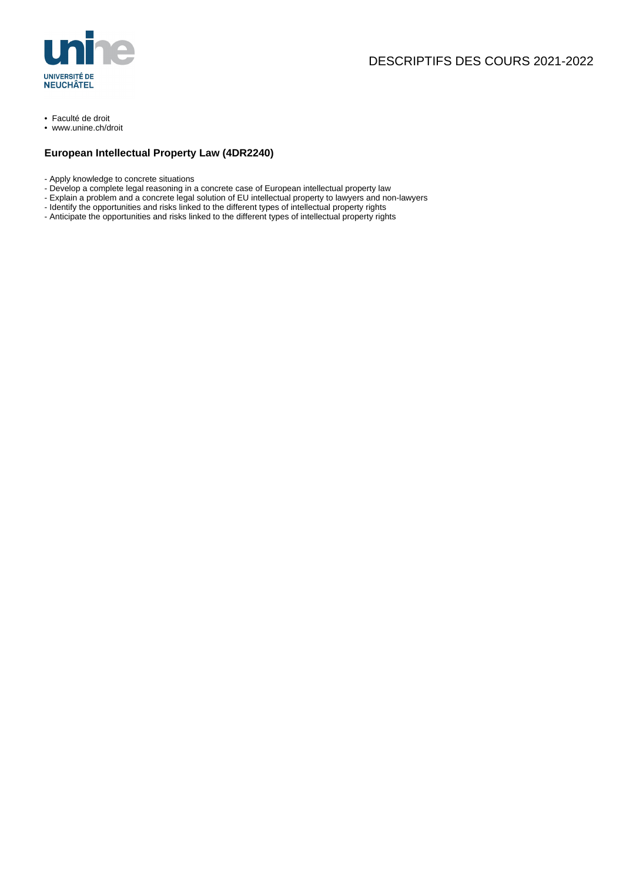- Faculté de droit
- www.unine.ch/droit

## European Intellectual Property Law (4DR2240)

- Apply knowledge to concrete situations
- Develop a complete legal reasoning in a concrete case of European intellectual property law
- Explain a problem and a concrete legal solution of EU intellectual property to lawyers and non-lawyers
- Identify the opportunities and risks linked to the different types of intellectual property rights
- Anticipate the opportunities and risks linked to the different types of intellectual property rights